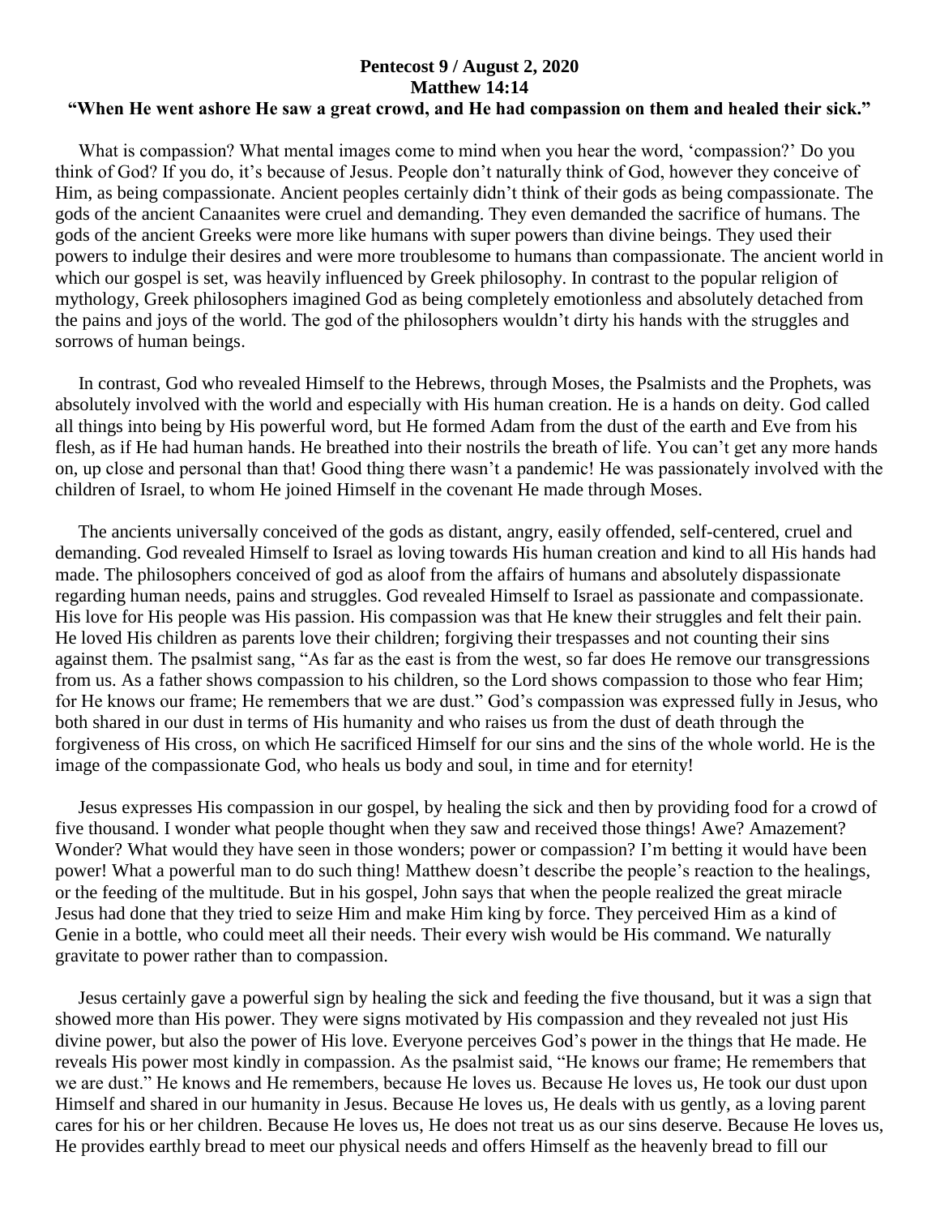**Pentecost 9 / August 2, 2020**
**Matthew 14:14**
**"When He went ashore He saw a great crowd, and He had compassion on them and healed their sick."**

What is compassion? What mental images come to mind when you hear the word, 'compassion?' Do you think of God? If you do, it's because of Jesus. People don't naturally think of God, however they conceive of Him, as being compassionate. Ancient peoples certainly didn't think of their gods as being compassionate. The gods of the ancient Canaanites were cruel and demanding. They even demanded the sacrifice of humans. The gods of the ancient Greeks were more like humans with super powers than divine beings. They used their powers to indulge their desires and were more troublesome to humans than compassionate. The ancient world in which our gospel is set, was heavily influenced by Greek philosophy. In contrast to the popular religion of mythology, Greek philosophers imagined God as being completely emotionless and absolutely detached from the pains and joys of the world. The god of the philosophers wouldn't dirty his hands with the struggles and sorrows of human beings.

In contrast, God who revealed Himself to the Hebrews, through Moses, the Psalmists and the Prophets, was absolutely involved with the world and especially with His human creation. He is a hands on deity. God called all things into being by His powerful word, but He formed Adam from the dust of the earth and Eve from his flesh, as if He had human hands. He breathed into their nostrils the breath of life. You can't get any more hands on, up close and personal than that! Good thing there wasn't a pandemic! He was passionately involved with the children of Israel, to whom He joined Himself in the covenant He made through Moses.

The ancients universally conceived of the gods as distant, angry, easily offended, self-centered, cruel and demanding. God revealed Himself to Israel as loving towards His human creation and kind to all His hands had made. The philosophers conceived of god as aloof from the affairs of humans and absolutely dispassionate regarding human needs, pains and struggles. God revealed Himself to Israel as passionate and compassionate. His love for His people was His passion. His compassion was that He knew their struggles and felt their pain. He loved His children as parents love their children; forgiving their trespasses and not counting their sins against them. The psalmist sang, "As far as the east is from the west, so far does He remove our transgressions from us. As a father shows compassion to his children, so the Lord shows compassion to those who fear Him; for He knows our frame; He remembers that we are dust." God's compassion was expressed fully in Jesus, who both shared in our dust in terms of His humanity and who raises us from the dust of death through the forgiveness of His cross, on which He sacrificed Himself for our sins and the sins of the whole world. He is the image of the compassionate God, who heals us body and soul, in time and for eternity!

Jesus expresses His compassion in our gospel, by healing the sick and then by providing food for a crowd of five thousand. I wonder what people thought when they saw and received those things! Awe? Amazement? Wonder? What would they have seen in those wonders; power or compassion? I'm betting it would have been power! What a powerful man to do such thing! Matthew doesn't describe the people's reaction to the healings, or the feeding of the multitude. But in his gospel, John says that when the people realized the great miracle Jesus had done that they tried to seize Him and make Him king by force. They perceived Him as a kind of Genie in a bottle, who could meet all their needs. Their every wish would be His command. We naturally gravitate to power rather than to compassion.

Jesus certainly gave a powerful sign by healing the sick and feeding the five thousand, but it was a sign that showed more than His power. They were signs motivated by His compassion and they revealed not just His divine power, but also the power of His love. Everyone perceives God's power in the things that He made. He reveals His power most kindly in compassion. As the psalmist said, "He knows our frame; He remembers that we are dust." He knows and He remembers, because He loves us. Because He loves us, He took our dust upon Himself and shared in our humanity in Jesus. Because He loves us, He deals with us gently, as a loving parent cares for his or her children. Because He loves us, He does not treat us as our sins deserve. Because He loves us, He provides earthly bread to meet our physical needs and offers Himself as the heavenly bread to fill our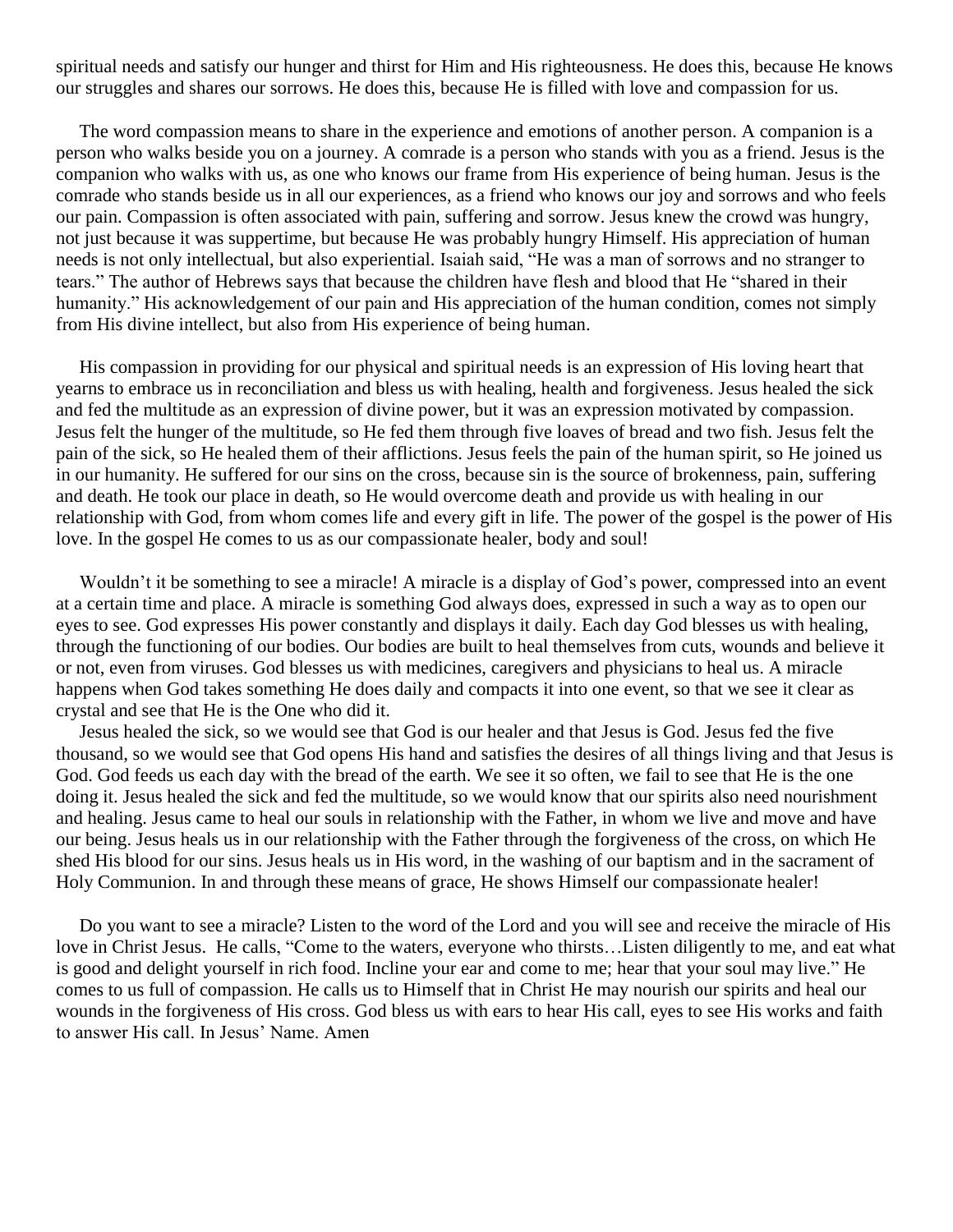spiritual needs and satisfy our hunger and thirst for Him and His righteousness. He does this, because He knows our struggles and shares our sorrows. He does this, because He is filled with love and compassion for us.

The word compassion means to share in the experience and emotions of another person. A companion is a person who walks beside you on a journey. A comrade is a person who stands with you as a friend. Jesus is the companion who walks with us, as one who knows our frame from His experience of being human. Jesus is the comrade who stands beside us in all our experiences, as a friend who knows our joy and sorrows and who feels our pain. Compassion is often associated with pain, suffering and sorrow. Jesus knew the crowd was hungry, not just because it was suppertime, but because He was probably hungry Himself. His appreciation of human needs is not only intellectual, but also experiential. Isaiah said, "He was a man of sorrows and no stranger to tears." The author of Hebrews says that because the children have flesh and blood that He "shared in their humanity." His acknowledgement of our pain and His appreciation of the human condition, comes not simply from His divine intellect, but also from His experience of being human.

His compassion in providing for our physical and spiritual needs is an expression of His loving heart that yearns to embrace us in reconciliation and bless us with healing, health and forgiveness. Jesus healed the sick and fed the multitude as an expression of divine power, but it was an expression motivated by compassion. Jesus felt the hunger of the multitude, so He fed them through five loaves of bread and two fish. Jesus felt the pain of the sick, so He healed them of their afflictions. Jesus feels the pain of the human spirit, so He joined us in our humanity. He suffered for our sins on the cross, because sin is the source of brokenness, pain, suffering and death. He took our place in death, so He would overcome death and provide us with healing in our relationship with God, from whom comes life and every gift in life. The power of the gospel is the power of His love. In the gospel He comes to us as our compassionate healer, body and soul!

Wouldn't it be something to see a miracle! A miracle is a display of God's power, compressed into an event at a certain time and place. A miracle is something God always does, expressed in such a way as to open our eyes to see. God expresses His power constantly and displays it daily. Each day God blesses us with healing, through the functioning of our bodies. Our bodies are built to heal themselves from cuts, wounds and believe it or not, even from viruses. God blesses us with medicines, caregivers and physicians to heal us. A miracle happens when God takes something He does daily and compacts it into one event, so that we see it clear as crystal and see that He is the One who did it.

Jesus healed the sick, so we would see that God is our healer and that Jesus is God. Jesus fed the five thousand, so we would see that God opens His hand and satisfies the desires of all things living and that Jesus is God. God feeds us each day with the bread of the earth. We see it so often, we fail to see that He is the one doing it. Jesus healed the sick and fed the multitude, so we would know that our spirits also need nourishment and healing. Jesus came to heal our souls in relationship with the Father, in whom we live and move and have our being. Jesus heals us in our relationship with the Father through the forgiveness of the cross, on which He shed His blood for our sins. Jesus heals us in His word, in the washing of our baptism and in the sacrament of Holy Communion. In and through these means of grace, He shows Himself our compassionate healer!

Do you want to see a miracle? Listen to the word of the Lord and you will see and receive the miracle of His love in Christ Jesus. He calls, "Come to the waters, everyone who thirsts…Listen diligently to me, and eat what is good and delight yourself in rich food. Incline your ear and come to me; hear that your soul may live." He comes to us full of compassion. He calls us to Himself that in Christ He may nourish our spirits and heal our wounds in the forgiveness of His cross. God bless us with ears to hear His call, eyes to see His works and faith to answer His call. In Jesus' Name. Amen